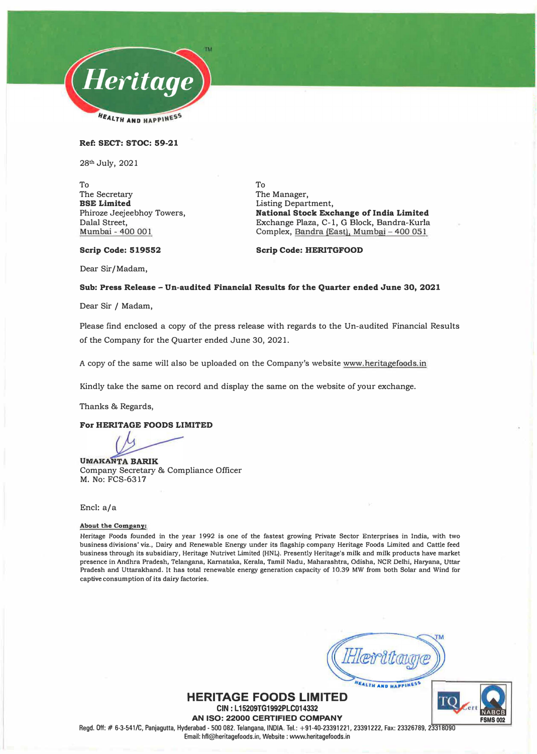**Ref: SECT: STOC: 59-21**

28th July, 2021

To
The Secretary
**BSE Limited**
Phiroze Jeejeebhoy Towers,
Dalal Street,
Mumbai - 400 001

**Scrip Code: 519552**

To
The Manager,
Listing Department,
**National Stock Exchange of India Limited**
Exchange Plaza, C-1, G Block, Bandra-Kurla Complex, Bandra (East), Mumbai – 400 051

**Scrip Code: HERITGFOOD**

Dear Sir/Madam,

**Sub: Press Release – Un-audited Financial Results for the Quarter ended June 30, 2021**

Dear Sir / Madam,

Please find enclosed a copy of the press release with regards to the Un-audited Financial Results of the Company for the Quarter ended June 30, 2021.

A copy of the same will also be uploaded on the Company's website www.heritagefoods.in

Kindly take the same on record and display the same on the website of your exchange.

Thanks & Regards,

**For HERITAGE FOODS LIMITED**

**UMAKANTA BARIK**
Company Secretary & Compliance Officer
M. No: FCS-6317

Encl: a/a

**About the Company:**

Heritage Foods founded in the year 1992 is one of the fastest growing Private Sector Enterprises in India, with two business divisions' viz., Dairy and Renewable Energy under its flagship company Heritage Foods Limited and Cattle feed business through its subsidiary, Heritage Nutrivet Limited (HNL). Presently Heritage's milk and milk products have market presence in Andhra Pradesh, Telangana, Karnataka, Kerala, Tamil Nadu, Maharashtra, Odisha, NCR Delhi, Haryana, Uttar Pradesh and Uttarakhand. It has total renewable energy generation capacity of 10.39 MW from both Solar and Wind for captive consumption of its dairy factories.

**HERITAGE FOODS LIMITED**
CIN : L15209TG1992PLC014332
AN ISO: 22000 CERTIFIED COMPANY
Regd. Off: # 6-3-541/C, Panjagutta, Hyderabad - 500 082. Telangana, INDIA. Tel.: +91-40-23391221, 23391222, Fax: 23326789, 23318090
Email: hfl@heritagefoods.in, Website : www.heritagefoods.in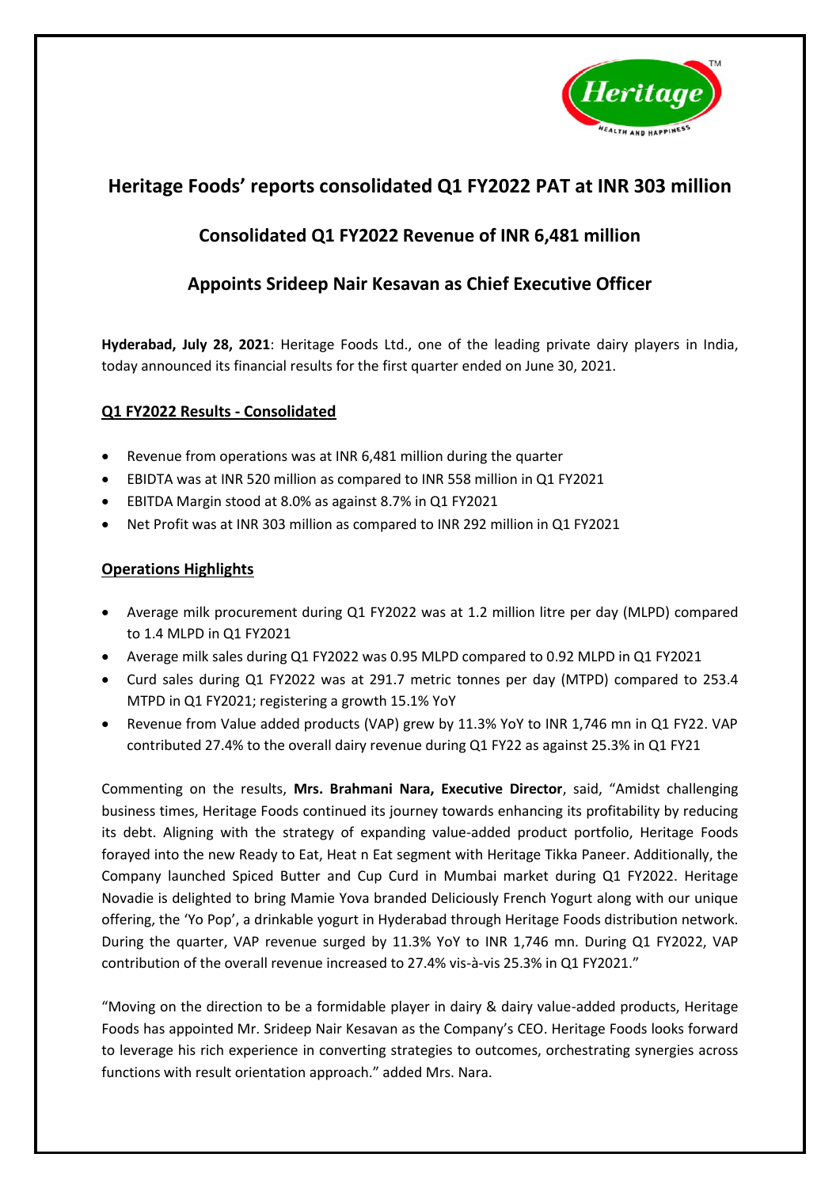# Heritage Foods' reports consolidated Q1 FY2022 PAT at INR 303 million

## Consolidated Q1 FY2022 Revenue of INR 6,481 million

## Appoints Srideep Nair Kesavan as Chief Executive Officer

**Hyderabad, July 28, 2021**: Heritage Foods Ltd., one of the leading private dairy players in India, today announced its financial results for the first quarter ended on June 30, 2021.

### Q1 FY2022 Results - Consolidated

- Revenue from operations was at INR 6,481 million during the quarter
- EBIDTA was at INR 520 million as compared to INR 558 million in Q1 FY2021
- EBITDA Margin stood at 8.0% as against 8.7% in Q1 FY2021
- Net Profit was at INR 303 million as compared to INR 292 million in Q1 FY2021

### Operations Highlights

- Average milk procurement during Q1 FY2022 was at 1.2 million litre per day (MLPD) compared to 1.4 MLPD in Q1 FY2021
- Average milk sales during Q1 FY2022 was 0.95 MLPD compared to 0.92 MLPD in Q1 FY2021
- Curd sales during Q1 FY2022 was at 291.7 metric tonnes per day (MTPD) compared to 253.4 MTPD in Q1 FY2021; registering a growth 15.1% YoY
- Revenue from Value added products (VAP) grew by 11.3% YoY to INR 1,746 mn in Q1 FY22. VAP contributed 27.4% to the overall dairy revenue during Q1 FY22 as against 25.3% in Q1 FY21

Commenting on the results, **Mrs. Brahmani Nara, Executive Director**, said, "Amidst challenging business times, Heritage Foods continued its journey towards enhancing its profitability by reducing its debt. Aligning with the strategy of expanding value-added product portfolio, Heritage Foods forayed into the new Ready to Eat, Heat n Eat segment with Heritage Tikka Paneer. Additionally, the Company launched Spiced Butter and Cup Curd in Mumbai market during Q1 FY2022. Heritage Novadie is delighted to bring Mamie Yova branded Deliciously French Yogurt along with our unique offering, the 'Yo Pop', a drinkable yogurt in Hyderabad through Heritage Foods distribution network. During the quarter, VAP revenue surged by 11.3% YoY to INR 1,746 mn. During Q1 FY2022, VAP contribution of the overall revenue increased to 27.4% vis-à-vis 25.3% in Q1 FY2021."

"Moving on the direction to be a formidable player in dairy & dairy value-added products, Heritage Foods has appointed Mr. Srideep Nair Kesavan as the Company's CEO. Heritage Foods looks forward to leverage his rich experience in converting strategies to outcomes, orchestrating synergies across functions with result orientation approach." added Mrs. Nara.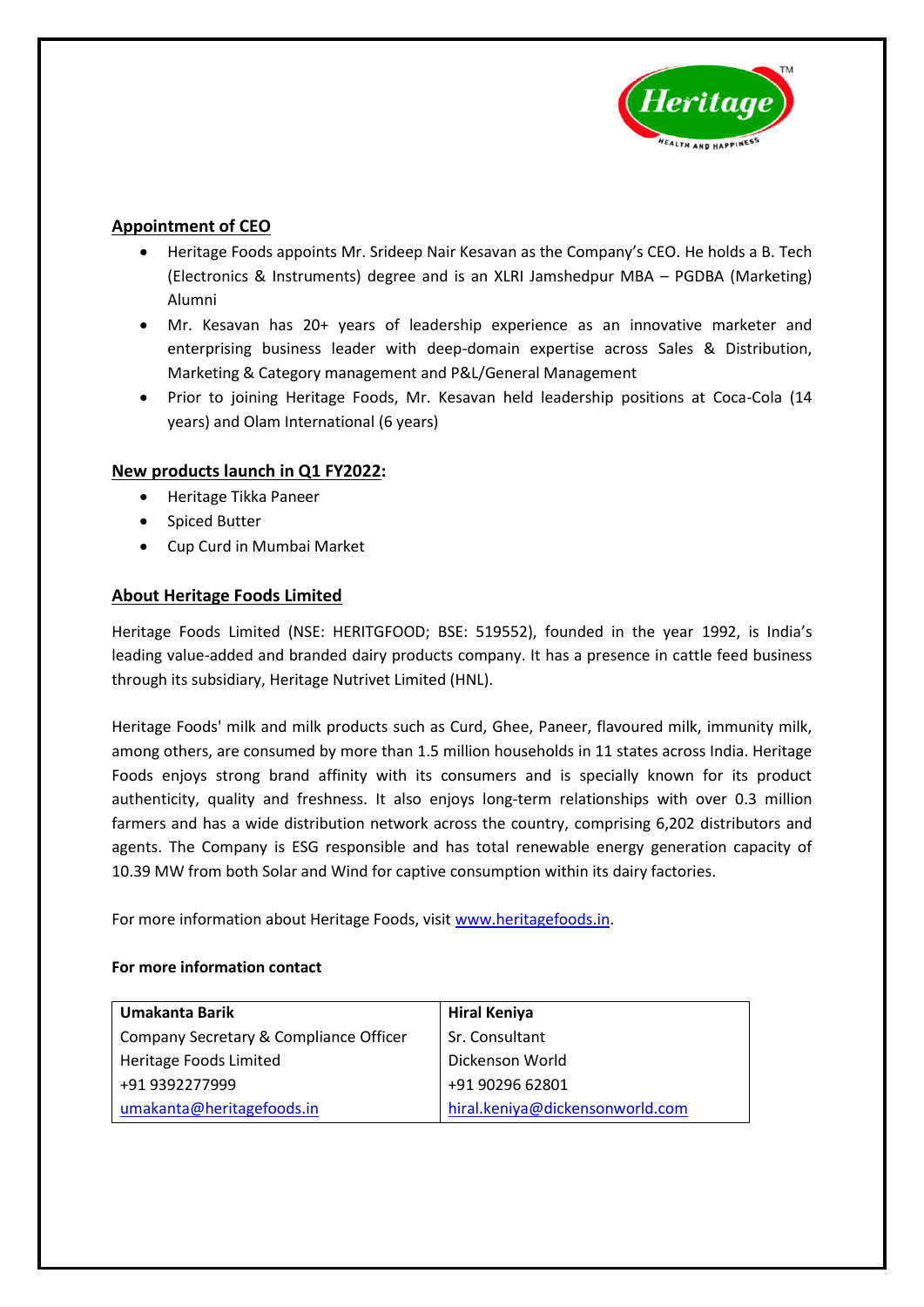## Appointment of CEO

- Heritage Foods appoints Mr. Srideep Nair Kesavan as the Company's CEO. He holds a B. Tech (Electronics & Instruments) degree and is an XLRI Jamshedpur MBA – PGDBA (Marketing) Alumni
- Mr. Kesavan has 20+ years of leadership experience as an innovative marketer and enterprising business leader with deep-domain expertise across Sales & Distribution, Marketing & Category management and P&L/General Management
- Prior to joining Heritage Foods, Mr. Kesavan held leadership positions at Coca-Cola (14 years) and Olam International (6 years)

## New products launch in Q1 FY2022:

- Heritage Tikka Paneer
- Spiced Butter
- Cup Curd in Mumbai Market

## About Heritage Foods Limited

Heritage Foods Limited (NSE: HERITGFOOD; BSE: 519552), founded in the year 1992, is India's leading value-added and branded dairy products company. It has a presence in cattle feed business through its subsidiary, Heritage Nutrivet Limited (HNL).

Heritage Foods' milk and milk products such as Curd, Ghee, Paneer, flavoured milk, immunity milk, among others, are consumed by more than 1.5 million households in 11 states across India. Heritage Foods enjoys strong brand affinity with its consumers and is specially known for its product authenticity, quality and freshness. It also enjoys long-term relationships with over 0.3 million farmers and has a wide distribution network across the country, comprising 6,202 distributors and agents. The Company is ESG responsible and has total renewable energy generation capacity of 10.39 MW from both Solar and Wind for captive consumption within its dairy factories.

For more information about Heritage Foods, visit www.heritagefoods.in.

**For more information contact**

| **Umakanta Barik** | **Hiral Keniya** |
|---|---|
| Company Secretary & Compliance Officer | Sr. Consultant |
| Heritage Foods Limited | Dickenson World |
| +91 9392277999 | +91 90296 62801 |
| umakanta@heritagefoods.in | hiral.keniya@dickensonworld.com |